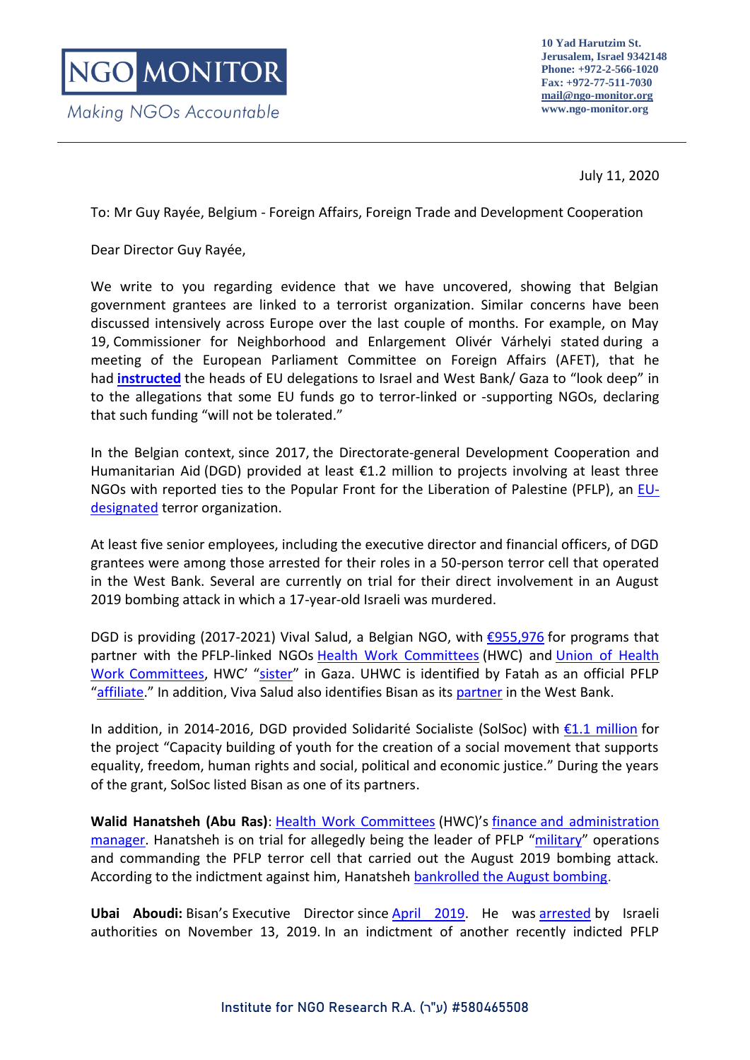**NGO MONITOR**

*Making NGOs Accountable*

10 Yad Harutzim St.
Jerusalem, Israel 9342148
Phone: +972-2-566-1020
Fax: +972-77-511-7030
mail@ngo-monitor.org
www.ngo-monitor.org

July 11, 2020

To: Mr Guy Rayée, Belgium - Foreign Affairs, Foreign Trade and Development Cooperation

Dear Director Guy Rayée,

We write to you regarding evidence that we have uncovered, showing that Belgian government grantees are linked to a terrorist organization. Similar concerns have been discussed intensively across Europe over the last couple of months. For example, on May 19, Commissioner for Neighborhood and Enlargement Olivér Várhelyi stated during a meeting of the European Parliament Committee on Foreign Affairs (AFET), that he had **instructed** the heads of EU delegations to Israel and West Bank/ Gaza to "look deep" in to the allegations that some EU funds go to terror-linked or -supporting NGOs, declaring that such funding "will not be tolerated."

In the Belgian context, since 2017, the Directorate-general Development Cooperation and Humanitarian Aid (DGD) provided at least €1.2 million to projects involving at least three NGOs with reported ties to the Popular Front for the Liberation of Palestine (PFLP), an EU-designated terror organization.

At least five senior employees, including the executive director and financial officers, of DGD grantees were among those arrested for their roles in a 50-person terror cell that operated in the West Bank. Several are currently on trial for their direct involvement in an August 2019 bombing attack in which a 17-year-old Israeli was murdered.

DGD is providing (2017-2021) Vival Salud, a Belgian NGO, with €955,976 for programs that partner with the PFLP-linked NGOs Health Work Committees (HWC) and Union of Health Work Committees, HWC' "sister" in Gaza. UHWC is identified by Fatah as an official PFLP "affiliate." In addition, Viva Salud also identifies Bisan as its partner in the West Bank.

In addition, in 2014-2016, DGD provided Solidarité Socialiste (SolSoc) with €1.1 million for the project "Capacity building of youth for the creation of a social movement that supports equality, freedom, human rights and social, political and economic justice." During the years of the grant, SolSoc listed Bisan as one of its partners.

**Walid Hanatsheh (Abu Ras)**: Health Work Committees (HWC)'s finance and administration manager. Hanatsheh is on trial for allegedly being the leader of PFLP "military" operations and commanding the PFLP terror cell that carried out the August 2019 bombing attack. According to the indictment against him, Hanatsheh bankrolled the August bombing.

**Ubai Aboudi:** Bisan's Executive Director since April 2019. He was arrested by Israeli authorities on November 13, 2019. In an indictment of another recently indicted PFLP

Institute for NGO Research R.A. (ע"ר) #580465508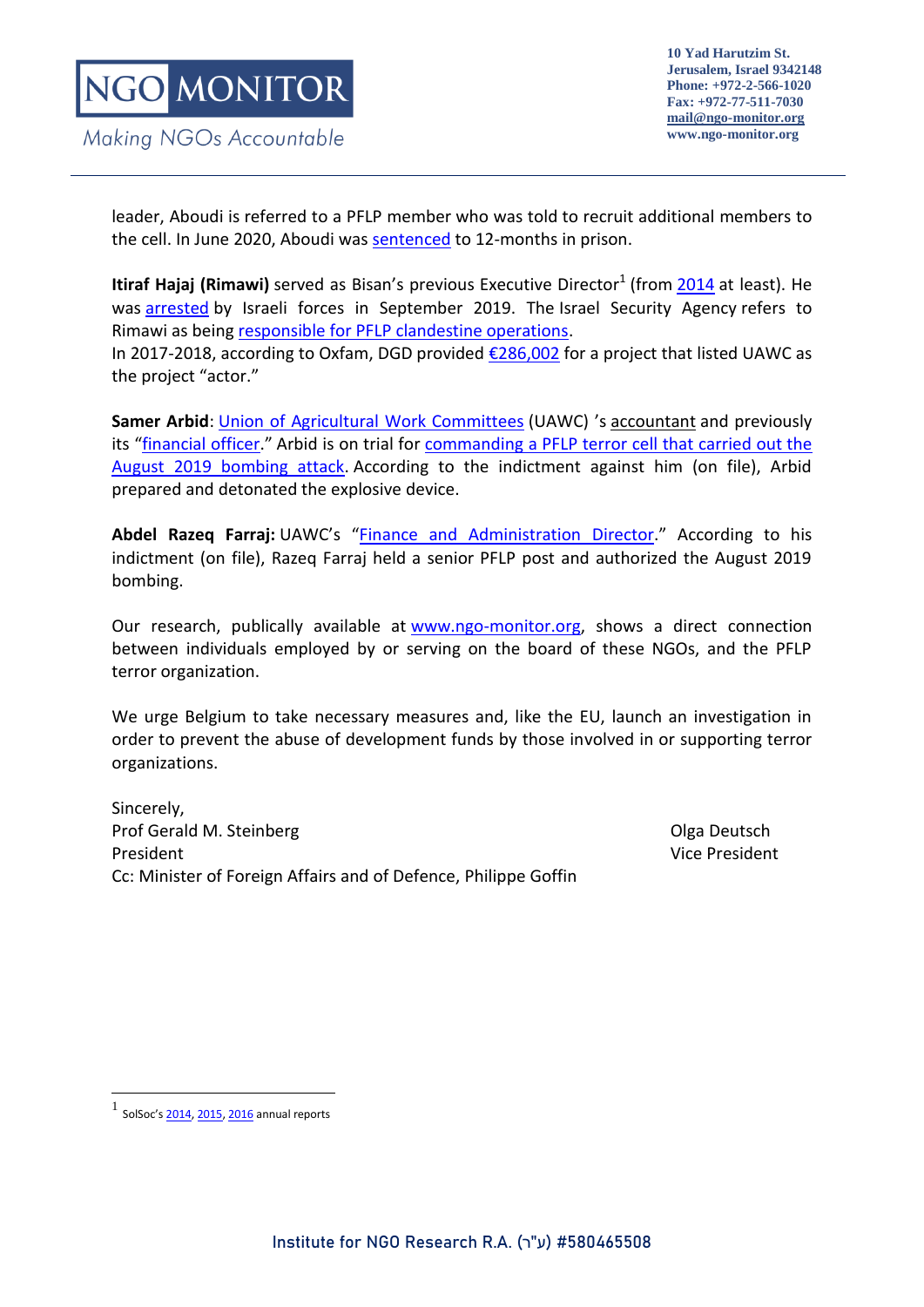leader, Aboudi is referred to a PFLP member who was told to recruit additional members to the cell. In June 2020, Aboudi was sentenced to 12-months in prison.

**Itiraf Hajaj (Rimawi)** served as Bisan's previous Executive Director[1] (from 2014 at least). He was arrested by Israeli forces in September 2019. The Israel Security Agency refers to Rimawi as being responsible for PFLP clandestine operations.
In 2017-2018, according to Oxfam, DGD provided €286,002 for a project that listed UAWC as the project "actor."

**Samer Arbid**: Union of Agricultural Work Committees (UAWC) 's accountant and previously its "financial officer." Arbid is on trial for commanding a PFLP terror cell that carried out the August 2019 bombing attack. According to the indictment against him (on file), Arbid prepared and detonated the explosive device.

**Abdel Razeq Farraj:** UAWC's "Finance and Administration Director." According to his indictment (on file), Razeq Farraj held a senior PFLP post and authorized the August 2019 bombing.

Our research, publically available at www.ngo-monitor.org, shows a direct connection between individuals employed by or serving on the board of these NGOs, and the PFLP terror organization.

We urge Belgium to take necessary measures and, like the EU, launch an investigation in order to prevent the abuse of development funds by those involved in or supporting terror organizations.

Sincerely,
Prof Gerald M. Steinberg
President

Olga Deutsch
Vice President

Cc: Minister of Foreign Affairs and of Defence, Philippe Goffin

[1] SolSoc's 2014, 2015, 2016 annual reports